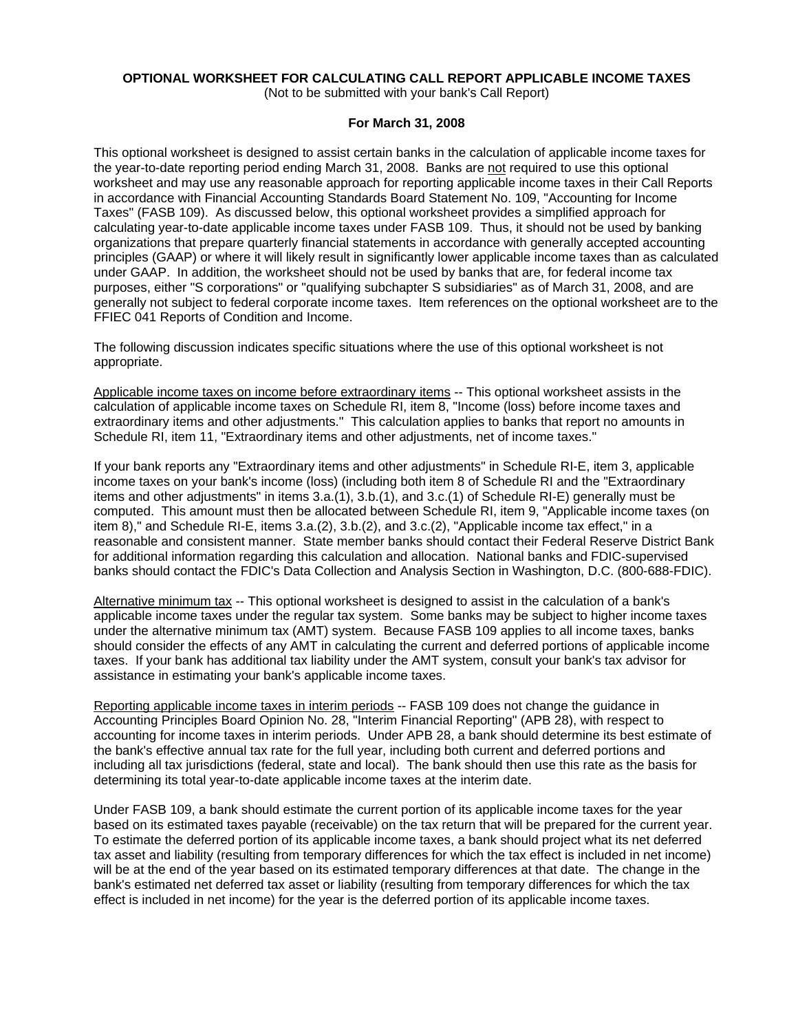# OPTIONAL WORKSHEET FOR CALCULATING CALL REPORT APPLICABLE INCOME TAXES

(Not to be submitted with your bank's Call Report)

**For March 31, 2008**

This optional worksheet is designed to assist certain banks in the calculation of applicable income taxes for the year-to-date reporting period ending March 31, 2008. Banks are not required to use this optional worksheet and may use any reasonable approach for reporting applicable income taxes in their Call Reports in accordance with Financial Accounting Standards Board Statement No. 109, "Accounting for Income Taxes" (FASB 109). As discussed below, this optional worksheet provides a simplified approach for calculating year-to-date applicable income taxes under FASB 109. Thus, it should not be used by banking organizations that prepare quarterly financial statements in accordance with generally accepted accounting principles (GAAP) or where it will likely result in significantly lower applicable income taxes than as calculated under GAAP. In addition, the worksheet should not be used by banks that are, for federal income tax purposes, either "S corporations" or "qualifying subchapter S subsidiaries" as of March 31, 2008, and are generally not subject to federal corporate income taxes. Item references on the optional worksheet are to the FFIEC 041 Reports of Condition and Income.

The following discussion indicates specific situations where the use of this optional worksheet is not appropriate.

Applicable income taxes on income before extraordinary items -- This optional worksheet assists in the calculation of applicable income taxes on Schedule RI, item 8, "Income (loss) before income taxes and extraordinary items and other adjustments." This calculation applies to banks that report no amounts in Schedule RI, item 11, "Extraordinary items and other adjustments, net of income taxes."

If your bank reports any "Extraordinary items and other adjustments" in Schedule RI-E, item 3, applicable income taxes on your bank's income (loss) (including both item 8 of Schedule RI and the "Extraordinary items and other adjustments" in items 3.a.(1), 3.b.(1), and 3.c.(1) of Schedule RI-E) generally must be computed. This amount must then be allocated between Schedule RI, item 9, "Applicable income taxes (on item 8)," and Schedule RI-E, items 3.a.(2), 3.b.(2), and 3.c.(2), "Applicable income tax effect," in a reasonable and consistent manner. State member banks should contact their Federal Reserve District Bank for additional information regarding this calculation and allocation. National banks and FDIC-supervised banks should contact the FDIC's Data Collection and Analysis Section in Washington, D.C. (800-688-FDIC).

Alternative minimum tax -- This optional worksheet is designed to assist in the calculation of a bank's applicable income taxes under the regular tax system. Some banks may be subject to higher income taxes under the alternative minimum tax (AMT) system. Because FASB 109 applies to all income taxes, banks should consider the effects of any AMT in calculating the current and deferred portions of applicable income taxes. If your bank has additional tax liability under the AMT system, consult your bank's tax advisor for assistance in estimating your bank's applicable income taxes.

Reporting applicable income taxes in interim periods -- FASB 109 does not change the guidance in Accounting Principles Board Opinion No. 28, "Interim Financial Reporting" (APB 28), with respect to accounting for income taxes in interim periods. Under APB 28, a bank should determine its best estimate of the bank's effective annual tax rate for the full year, including both current and deferred portions and including all tax jurisdictions (federal, state and local). The bank should then use this rate as the basis for determining its total year-to-date applicable income taxes at the interim date.

Under FASB 109, a bank should estimate the current portion of its applicable income taxes for the year based on its estimated taxes payable (receivable) on the tax return that will be prepared for the current year. To estimate the deferred portion of its applicable income taxes, a bank should project what its net deferred tax asset and liability (resulting from temporary differences for which the tax effect is included in net income) will be at the end of the year based on its estimated temporary differences at that date. The change in the bank's estimated net deferred tax asset or liability (resulting from temporary differences for which the tax effect is included in net income) for the year is the deferred portion of its applicable income taxes.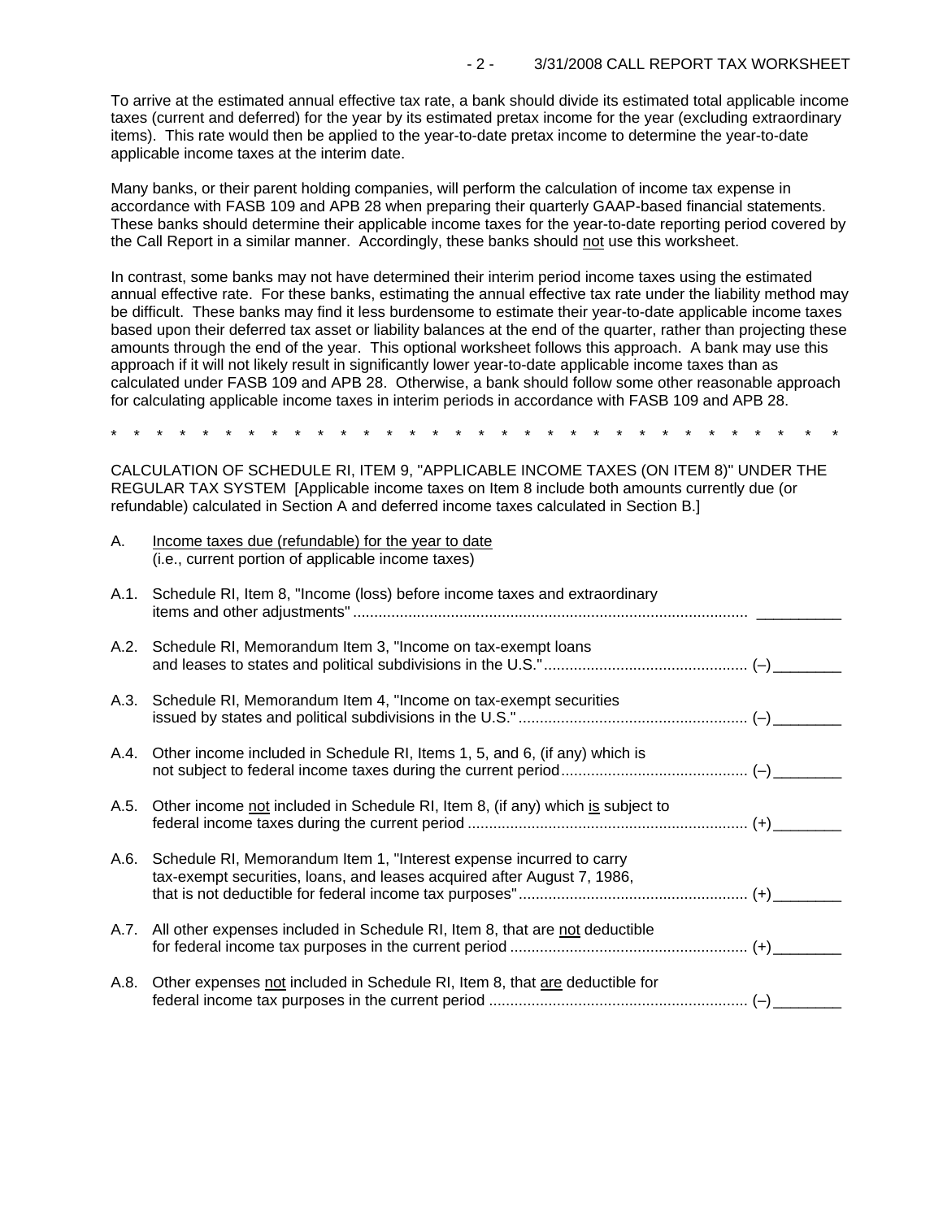To arrive at the estimated annual effective tax rate, a bank should divide its estimated total applicable income taxes (current and deferred) for the year by its estimated pretax income for the year (excluding extraordinary items). This rate would then be applied to the year-to-date pretax income to determine the year-to-date applicable income taxes at the interim date.

Many banks, or their parent holding companies, will perform the calculation of income tax expense in accordance with FASB 109 and APB 28 when preparing their quarterly GAAP-based financial statements. These banks should determine their applicable income taxes for the year-to-date reporting period covered by the Call Report in a similar manner. Accordingly, these banks should <u>not</u> use this worksheet.

In contrast, some banks may not have determined their interim period income taxes using the estimated annual effective rate. For these banks, estimating the annual effective tax rate under the liability method may be difficult. These banks may find it less burdensome to estimate their year-to-date applicable income taxes based upon their deferred tax asset or liability balances at the end of the quarter, rather than projecting these amounts through the end of the year. This optional worksheet follows this approach. A bank may use this approach if it will not likely result in significantly lower year-to-date applicable income taxes than as calculated under FASB 109 and APB 28. Otherwise, a bank should follow some other reasonable approach for calculating applicable income taxes in interim periods in accordance with FASB 109 and APB 28.

\* \* \* \* \* \* \* \* \* \* \* \* \* \* \* \* \* \* \* \* \* \* \* \* \* \* \* \* \* \* \* \* \*

CALCULATION OF SCHEDULE RI, ITEM 9, "APPLICABLE INCOME TAXES (ON ITEM 8)" UNDER THE REGULAR TAX SYSTEM [Applicable income taxes on Item 8 include both amounts currently due (or refundable) calculated in Section A and deferred income taxes calculated in Section B.]

A. <u>Income taxes due (refundable) for the year to date</u> (i.e., current portion of applicable income taxes)

A.1. Schedule RI, Item 8, "Income (loss) before income taxes and extraordinary items and other adjustments" .......... __________

A.2. Schedule RI, Memorandum Item 3, "Income on tax-exempt loans and leases to states and political subdivisions in the U.S." .......... (–) ________

A.3. Schedule RI, Memorandum Item 4, "Income on tax-exempt securities issued by states and political subdivisions in the U.S." .......... (–) ________

A.4. Other income included in Schedule RI, Items 1, 5, and 6, (if any) which is not subject to federal income taxes during the current period .......... (–) ________

A.5. Other income <u>not</u> included in Schedule RI, Item 8, (if any) which <u>is</u> subject to federal income taxes during the current period .......... (+) ________

A.6. Schedule RI, Memorandum Item 1, "Interest expense incurred to carry tax-exempt securities, loans, and leases acquired after August 7, 1986, that is not deductible for federal income tax purposes" .......... (+) ________

A.7. All other expenses included in Schedule RI, Item 8, that are <u>not</u> deductible for federal income tax purposes in the current period .......... (+) ________

A.8. Other expenses <u>not</u> included in Schedule RI, Item 8, that <u>are</u> deductible for federal income tax purposes in the current period .......... (–) ________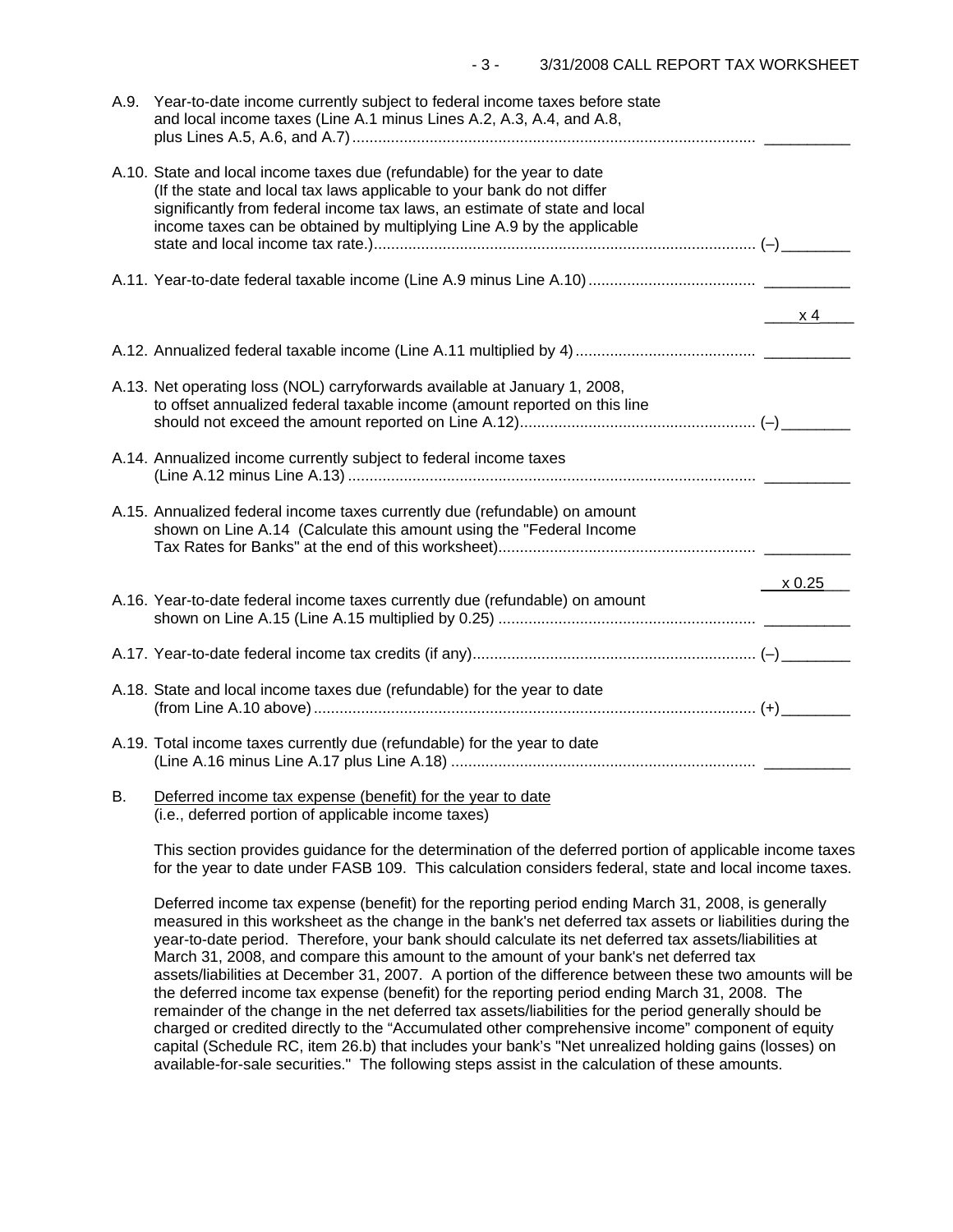A.9. Year-to-date income currently subject to federal income taxes before state and local income taxes (Line A.1 minus Lines A.2, A.3, A.4, and A.8, plus Lines A.5, A.6, and A.7) .............................................................................................. __________

A.10. State and local income taxes due (refundable) for the year to date (If the state and local tax laws applicable to your bank do not differ significantly from federal income tax laws, an estimate of state and local income taxes can be obtained by multiplying Line A.9 by the applicable state and local income tax rate.)......................................................................................... (–) ________

A.11. Year-to-date federal taxable income (Line A.9 minus Line A.10) ....................................... __________

x 4

A.12. Annualized federal taxable income (Line A.11 multiplied by 4) .......................................... __________

A.13. Net operating loss (NOL) carryforwards available at January 1, 2008, to offset annualized federal taxable income (amount reported on this line should not exceed the amount reported on Line A.12)....................................................... (–) ________

A.14. Annualized income currently subject to federal income taxes (Line A.12 minus Line A.13) ............................................................................................... __________

A.15. Annualized federal income taxes currently due (refundable) on amount shown on Line A.14 (Calculate this amount using the "Federal Income Tax Rates for Banks" at the end of this worksheet)............................................................ __________

x 0.25

A.16. Year-to-date federal income taxes currently due (refundable) on amount shown on Line A.15 (Line A.15 multiplied by 0.25) ............................................................ __________

A.17. Year-to-date federal income tax credits (if any).................................................................. (–) ________

A.18. State and local income taxes due (refundable) for the year to date (from Line A.10 above) ....................................................................................................... (+) ________

A.19. Total income taxes currently due (refundable) for the year to date (Line A.16 minus Line A.17 plus Line A.18) ....................................................................... __________

B. Deferred income tax expense (benefit) for the year to date (i.e., deferred portion of applicable income taxes)

This section provides guidance for the determination of the deferred portion of applicable income taxes for the year to date under FASB 109. This calculation considers federal, state and local income taxes.

Deferred income tax expense (benefit) for the reporting period ending March 31, 2008, is generally measured in this worksheet as the change in the bank's net deferred tax assets or liabilities during the year-to-date period. Therefore, your bank should calculate its net deferred tax assets/liabilities at March 31, 2008, and compare this amount to the amount of your bank's net deferred tax assets/liabilities at December 31, 2007. A portion of the difference between these two amounts will be the deferred income tax expense (benefit) for the reporting period ending March 31, 2008. The remainder of the change in the net deferred tax assets/liabilities for the period generally should be charged or credited directly to the "Accumulated other comprehensive income" component of equity capital (Schedule RC, item 26.b) that includes your bank's "Net unrealized holding gains (losses) on available-for-sale securities." The following steps assist in the calculation of these amounts.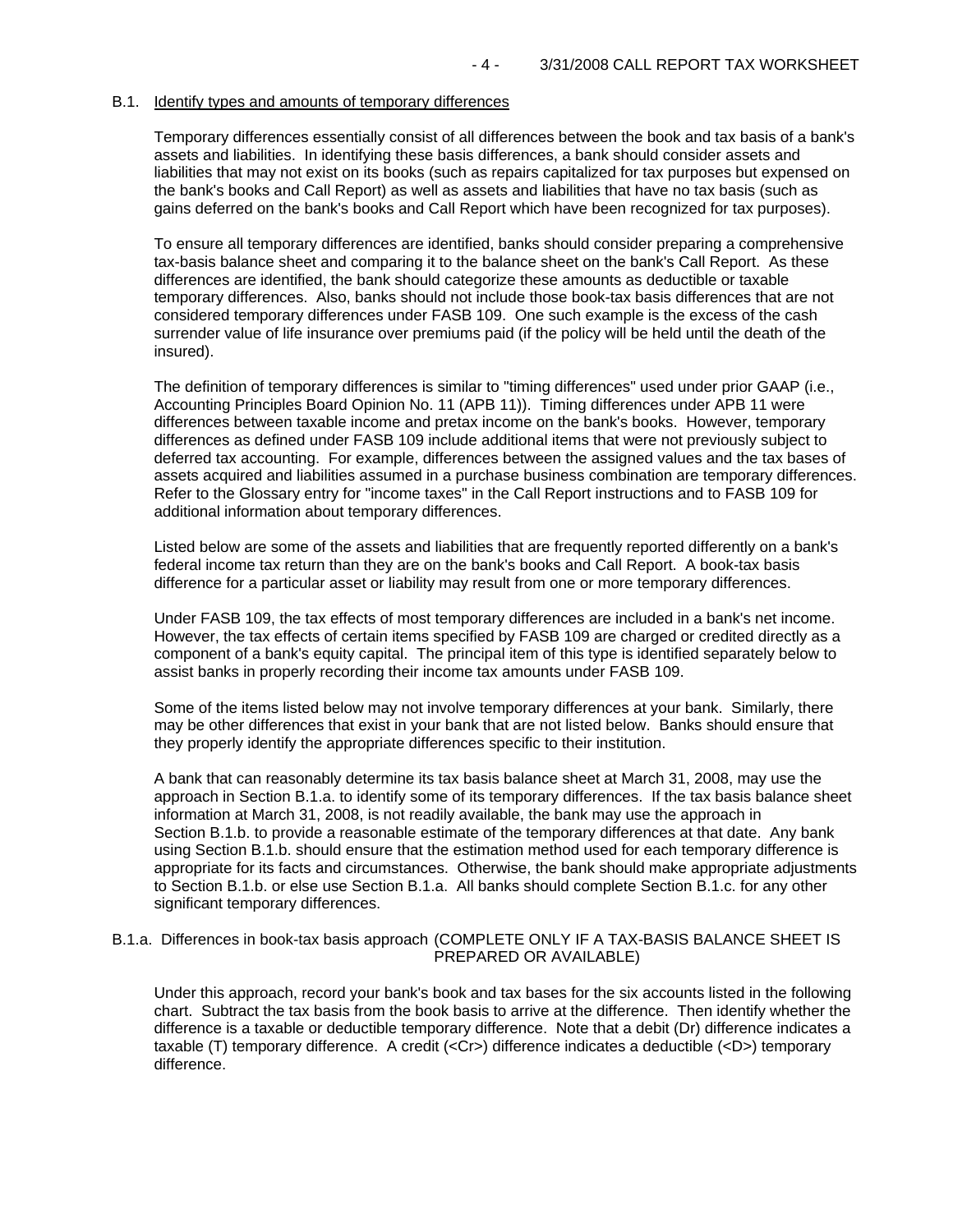B.1. Identify types and amounts of temporary differences

Temporary differences essentially consist of all differences between the book and tax basis of a bank's assets and liabilities. In identifying these basis differences, a bank should consider assets and liabilities that may not exist on its books (such as repairs capitalized for tax purposes but expensed on the bank's books and Call Report) as well as assets and liabilities that have no tax basis (such as gains deferred on the bank's books and Call Report which have been recognized for tax purposes).

To ensure all temporary differences are identified, banks should consider preparing a comprehensive tax-basis balance sheet and comparing it to the balance sheet on the bank's Call Report. As these differences are identified, the bank should categorize these amounts as deductible or taxable temporary differences. Also, banks should not include those book-tax basis differences that are not considered temporary differences under FASB 109. One such example is the excess of the cash surrender value of life insurance over premiums paid (if the policy will be held until the death of the insured).

The definition of temporary differences is similar to "timing differences" used under prior GAAP (i.e., Accounting Principles Board Opinion No. 11 (APB 11)). Timing differences under APB 11 were differences between taxable income and pretax income on the bank's books. However, temporary differences as defined under FASB 109 include additional items that were not previously subject to deferred tax accounting. For example, differences between the assigned values and the tax bases of assets acquired and liabilities assumed in a purchase business combination are temporary differences. Refer to the Glossary entry for "income taxes" in the Call Report instructions and to FASB 109 for additional information about temporary differences.

Listed below are some of the assets and liabilities that are frequently reported differently on a bank's federal income tax return than they are on the bank's books and Call Report. A book-tax basis difference for a particular asset or liability may result from one or more temporary differences.

Under FASB 109, the tax effects of most temporary differences are included in a bank's net income. However, the tax effects of certain items specified by FASB 109 are charged or credited directly as a component of a bank's equity capital. The principal item of this type is identified separately below to assist banks in properly recording their income tax amounts under FASB 109.

Some of the items listed below may not involve temporary differences at your bank. Similarly, there may be other differences that exist in your bank that are not listed below. Banks should ensure that they properly identify the appropriate differences specific to their institution.

A bank that can reasonably determine its tax basis balance sheet at March 31, 2008, may use the approach in Section B.1.a. to identify some of its temporary differences. If the tax basis balance sheet information at March 31, 2008, is not readily available, the bank may use the approach in Section B.1.b. to provide a reasonable estimate of the temporary differences at that date. Any bank using Section B.1.b. should ensure that the estimation method used for each temporary difference is appropriate for its facts and circumstances. Otherwise, the bank should make appropriate adjustments to Section B.1.b. or else use Section B.1.a. All banks should complete Section B.1.c. for any other significant temporary differences.

B.1.a. Differences in book-tax basis approach (COMPLETE ONLY IF A TAX-BASIS BALANCE SHEET IS PREPARED OR AVAILABLE)

Under this approach, record your bank's book and tax bases for the six accounts listed in the following chart. Subtract the tax basis from the book basis to arrive at the difference. Then identify whether the difference is a taxable or deductible temporary difference. Note that a debit (Dr) difference indicates a taxable (T) temporary difference. A credit (<Cr>) difference indicates a deductible (<D>) temporary difference.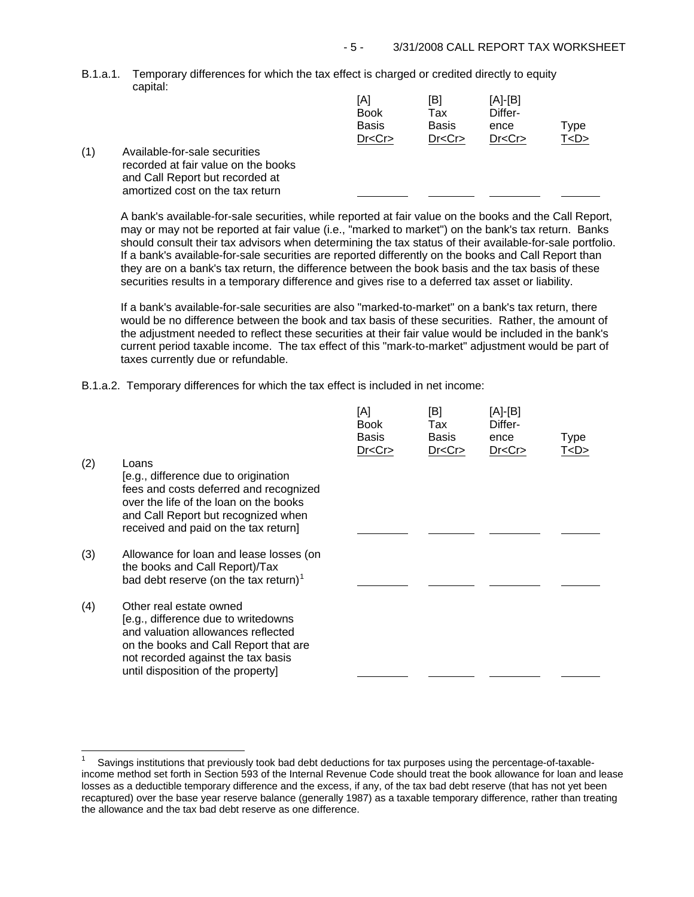B.1.a.1. Temporary differences for which the tax effect is charged or credited directly to equity capital:

| | | [A] Book Basis Dr<Cr> | [B] Tax Basis Dr<Cr> | [A]-[B] Difference Dr<Cr> | Type T<D> |
|---|---|---|---|---|---|
| (1) | Available-for-sale securities recorded at fair value on the books and Call Report but recorded at amortized cost on the tax return | ________ | ________ | ________ | ______ |

A bank's available-for-sale securities, while reported at fair value on the books and the Call Report, may or may not be reported at fair value (i.e., "marked to market") on the bank's tax return. Banks should consult their tax advisors when determining the tax status of their available-for-sale portfolio. If a bank's available-for-sale securities are reported differently on the books and Call Report than they are on a bank's tax return, the difference between the book basis and the tax basis of these securities results in a temporary difference and gives rise to a deferred tax asset or liability.

If a bank's available-for-sale securities are also "marked-to-market" on a bank's tax return, there would be no difference between the book and tax basis of these securities. Rather, the amount of the adjustment needed to reflect these securities at their fair value would be included in the bank's current period taxable income. The tax effect of this "mark-to-market" adjustment would be part of taxes currently due or refundable.

B.1.a.2. Temporary differences for which the tax effect is included in net income:

| | | [A] Book Basis Dr<Cr> | [B] Tax Basis Dr<Cr> | [A]-[B] Difference Dr<Cr> | Type T<D> |
|---|---|---|---|---|---|
| (2) | Loans [e.g., difference due to origination fees and costs deferred and recognized over the life of the loan on the books and Call Report but recognized when received and paid on the tax return] | ________ | ________ | ________ | ______ |
| (3) | Allowance for loan and lease losses (on the books and Call Report)/Tax bad debt reserve (on the tax return)[1] | ________ | ________ | ________ | ______ |
| (4) | Other real estate owned [e.g., difference due to writedowns and valuation allowances reflected on the books and Call Report that are not recorded against the tax basis until disposition of the property] | ________ | ________ | ________ | ______ |

[1] Savings institutions that previously took bad debt deductions for tax purposes using the percentage-of-taxable-income method set forth in Section 593 of the Internal Revenue Code should treat the book allowance for loan and lease losses as a deductible temporary difference and the excess, if any, of the tax bad debt reserve (that has not yet been recaptured) over the base year reserve balance (generally 1987) as a taxable temporary difference, rather than treating the allowance and the tax bad debt reserve as one difference.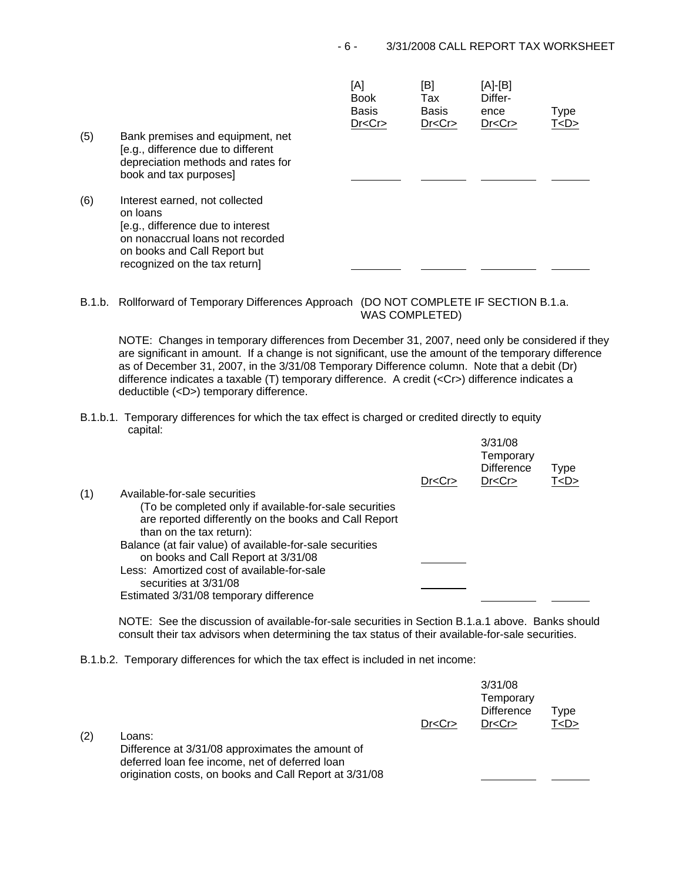| | | [A] Book Basis Dr<Cr> | [B] Tax Basis Dr<Cr> | [A]-[B] Difference Dr<Cr> | Type T<D> |
|---|---|---|---|---|---|
| (5) | Bank premises and equipment, net [e.g., difference due to different depreciation methods and rates for book and tax purposes] | ________ | ________ | ________ | ______ |
| (6) | Interest earned, not collected on loans [e.g., difference due to interest on nonaccrual loans not recorded on books and Call Report but recognized on the tax return] | ________ | ________ | ________ | ______ |

B.1.b. Rollforward of Temporary Differences Approach (DO NOT COMPLETE IF SECTION B.1.a. WAS COMPLETED)

NOTE: Changes in temporary differences from December 31, 2007, need only be considered if they are significant in amount. If a change is not significant, use the amount of the temporary difference as of December 31, 2007, in the 3/31/08 Temporary Difference column. Note that a debit (Dr) difference indicates a taxable (T) temporary difference. A credit (<Cr>) difference indicates a deductible (<D>) temporary difference.

B.1.b.1. Temporary differences for which the tax effect is charged or credited directly to equity capital:

| | | Dr<Cr> | 3/31/08 Temporary Difference Dr<Cr> | Type T<D> |
|---|---|---|---|---|
| (1) | Available-for-sale securities (To be completed only if available-for-sale securities are reported differently on the books and Call Report than on the tax return): | | | |
| | Balance (at fair value) of available-for-sale securities on books and Call Report at 3/31/08 | ________ | | |
| | Less: Amortized cost of available-for-sale securities at 3/31/08 | ________ | | |
| | Estimated 3/31/08 temporary difference | | ________ | ______ |

NOTE: See the discussion of available-for-sale securities in Section B.1.a.1 above. Banks should consult their tax advisors when determining the tax status of their available-for-sale securities.

B.1.b.2. Temporary differences for which the tax effect is included in net income:

| | | Dr<Cr> | 3/31/08 Temporary Difference Dr<Cr> | Type T<D> |
|---|---|---|---|---|
| (2) | Loans: Difference at 3/31/08 approximates the amount of deferred loan fee income, net of deferred loan origination costs, on books and Call Report at 3/31/08 | | ________ | ______ |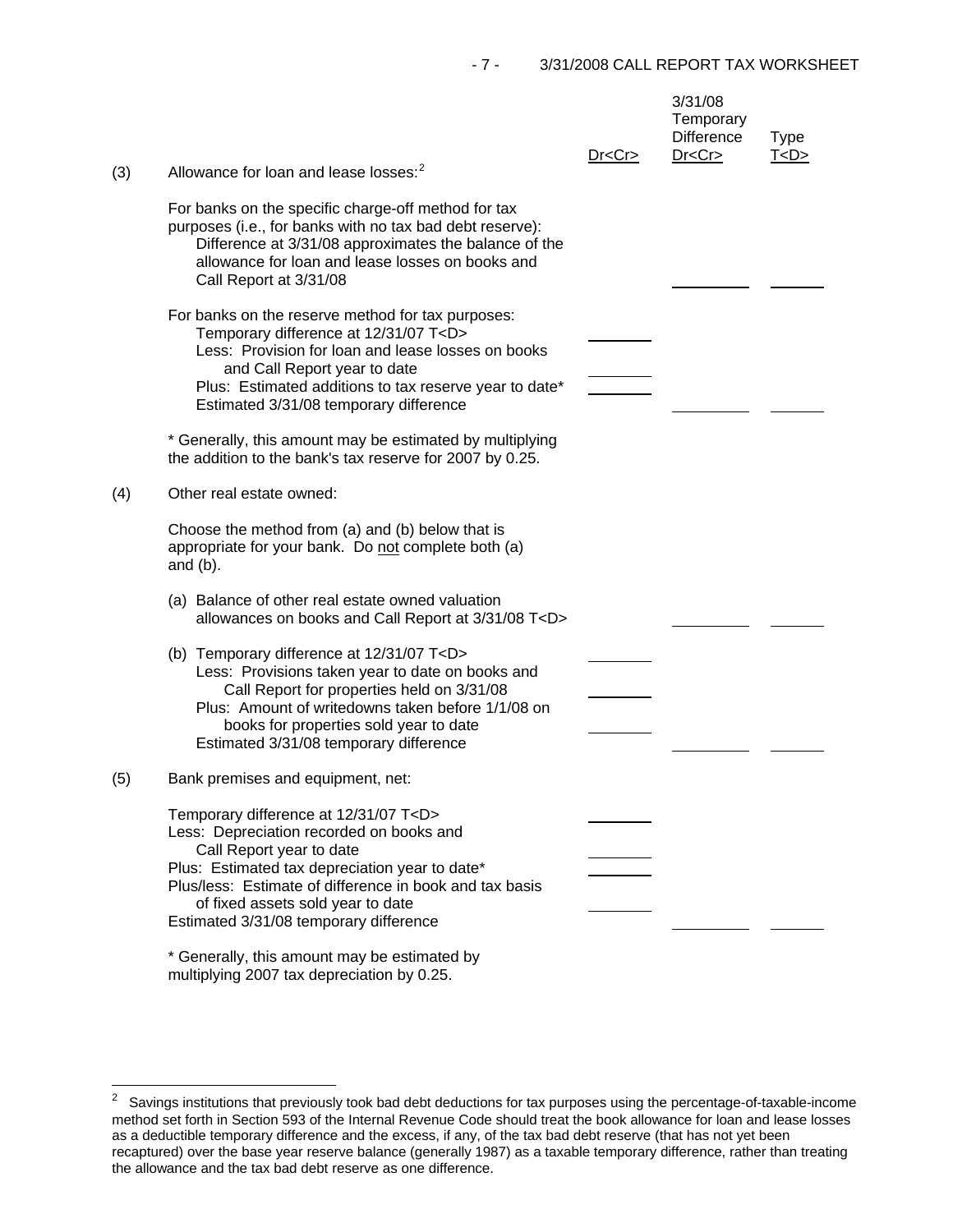| | | Dr<Cr> | 3/31/08 Temporary Difference Dr<Cr> | Type T<D> |
|---|---|---|---|---|
| (3) | Allowance for loan and lease losses:[2] | | | |
| | For banks on the specific charge-off method for tax purposes (i.e., for banks with no tax bad debt reserve): Difference at 3/31/08 approximates the balance of the allowance for loan and lease losses on books and Call Report at 3/31/08 | | ________ | ______ |
| | For banks on the reserve method for tax purposes: | | | |
| | Temporary difference at 12/31/07 T<D> | ______ | | |
| | Less: Provision for loan and lease losses on books and Call Report year to date | ______ | | |
| | Plus: Estimated additions to tax reserve year to date* | ______ | | |
| | Estimated 3/31/08 temporary difference | | ________ | ______ |
| | * Generally, this amount may be estimated by multiplying the addition to the bank's tax reserve for 2007 by 0.25. | | | |
| (4) | Other real estate owned: | | | |
| | Choose the method from (a) and (b) below that is appropriate for your bank. Do <u>not</u> complete both (a) and (b). | | | |
| | (a) Balance of other real estate owned valuation allowances on books and Call Report at 3/31/08 T<D> | | ________ | ______ |
| | (b) Temporary difference at 12/31/07 T<D> | ______ | | |
| | Less: Provisions taken year to date on books and Call Report for properties held on 3/31/08 | ______ | | |
| | Plus: Amount of writedowns taken before 1/1/08 on books for properties sold year to date | ______ | | |
| | Estimated 3/31/08 temporary difference | | ________ | ______ |
| (5) | Bank premises and equipment, net: | | | |
| | Temporary difference at 12/31/07 T<D> | ______ | | |
| | Less: Depreciation recorded on books and Call Report year to date | ______ | | |
| | Plus: Estimated tax depreciation year to date* | ______ | | |
| | Plus/less: Estimate of difference in book and tax basis of fixed assets sold year to date | ______ | | |
| | Estimated 3/31/08 temporary difference | | ________ | ______ |
| | * Generally, this amount may be estimated by multiplying 2007 tax depreciation by 0.25. | | | |

[2] Savings institutions that previously took bad debt deductions for tax purposes using the percentage-of-taxable-income method set forth in Section 593 of the Internal Revenue Code should treat the book allowance for loan and lease losses as a deductible temporary difference and the excess, if any, of the tax bad debt reserve (that has not yet been recaptured) over the base year reserve balance (generally 1987) as a taxable temporary difference, rather than treating the allowance and the tax bad debt reserve as one difference.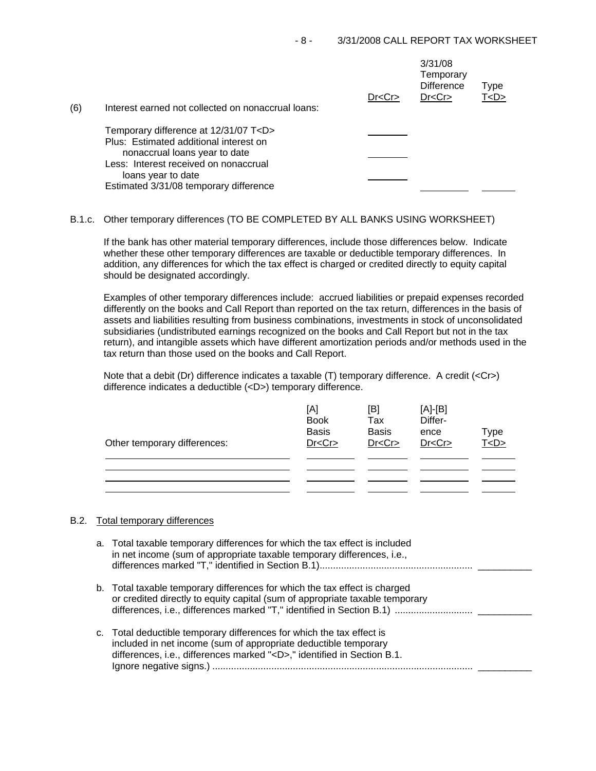(6) Interest earned not collected on nonaccrual loans:

| | Dr<Cr> | 3/31/08 Temporary Difference Dr<Cr> | Type T<D> |
|---|---|---|---|
| Temporary difference at 12/31/07 T<D> | ________ | | |
| Plus: Estimated additional interest on nonaccrual loans year to date | ________ | | |
| Less: Interest received on nonaccrual loans year to date | ________ | | |
| Estimated 3/31/08 temporary difference | | ________ | ______ |

B.1.c. Other temporary differences (TO BE COMPLETED BY ALL BANKS USING WORKSHEET)

If the bank has other material temporary differences, include those differences below. Indicate whether these other temporary differences are taxable or deductible temporary differences. In addition, any differences for which the tax effect is charged or credited directly to equity capital should be designated accordingly.

Examples of other temporary differences include: accrued liabilities or prepaid expenses recorded differently on the books and Call Report than reported on the tax return, differences in the basis of assets and liabilities resulting from business combinations, investments in stock of unconsolidated subsidiaries (undistributed earnings recognized on the books and Call Report but not in the tax return), and intangible assets which have different amortization periods and/or methods used in the tax return than those used on the books and Call Report.

Note that a debit (Dr) difference indicates a taxable (T) temporary difference. A credit (<Cr>) difference indicates a deductible (<D>) temporary difference.

| Other temporary differences: | [A] Book Basis Dr<Cr> | [B] Tax Basis Dr<Cr> | [A]-[B] Difference Dr<Cr> | Type T<D> |
|---|---|---|---|---|
| ____________________ | ________ | ________ | ________ | ______ |
| ____________________ | ________ | ________ | ________ | ______ |
| ____________________ | ________ | ________ | ________ | ______ |
| ____________________ | ________ | ________ | ________ | ______ |

B.2. Total temporary differences

a. Total taxable temporary differences for which the tax effect is included in net income (sum of appropriate taxable temporary differences, i.e., differences marked "T," identified in Section B.1)........................................................ __________

b. Total taxable temporary differences for which the tax effect is charged or credited directly to equity capital (sum of appropriate taxable temporary differences, i.e., differences marked "T," identified in Section B.1) ............................ __________

c. Total deductible temporary differences for which the tax effect is included in net income (sum of appropriate deductible temporary differences, i.e., differences marked "<D>," identified in Section B.1. Ignore negative signs.) ................................................................................................ __________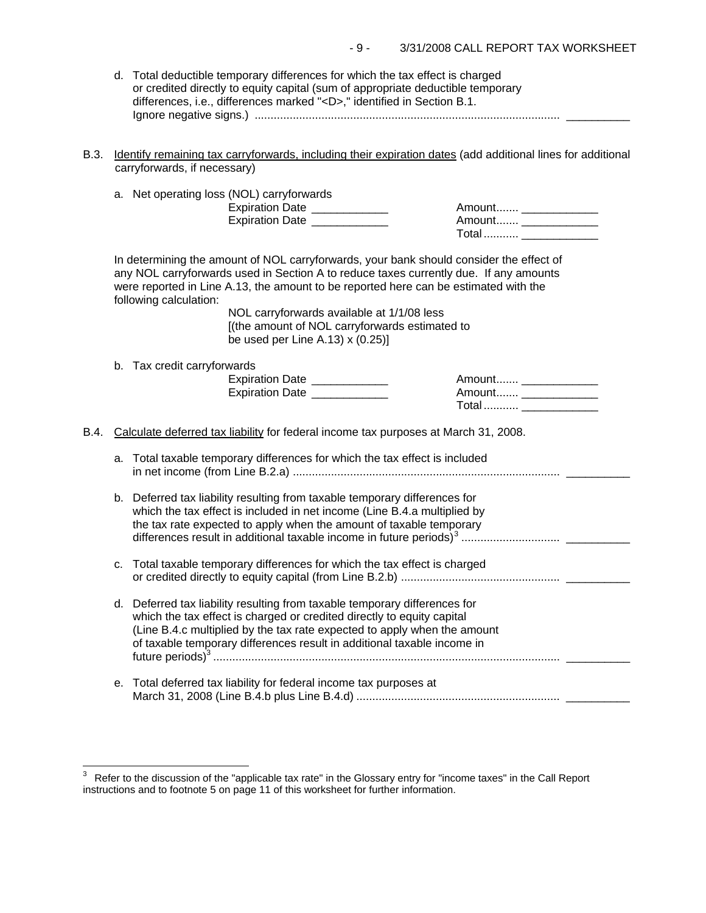d. Total deductible temporary differences for which the tax effect is charged or credited directly to equity capital (sum of appropriate deductible temporary differences, i.e., differences marked "<D>," identified in Section B.1. Ignore negative signs.) ................................................................................................ __________

B.3. Identify remaining tax carryforwards, including their expiration dates (add additional lines for additional carryforwards, if necessary)

a. Net operating loss (NOL) carryforwards

| | |
|---|---|
| Expiration Date ____________ | Amount....... ____________ |
| Expiration Date ____________ | Amount....... ____________ |
| | Total........... ____________ |

In determining the amount of NOL carryforwards, your bank should consider the effect of any NOL carryforwards used in Section A to reduce taxes currently due. If any amounts were reported in Line A.13, the amount to be reported here can be estimated with the following calculation:

NOL carryforwards available at 1/1/08 less [(the amount of NOL carryforwards estimated to be used per Line A.13) x (0.25)]

b. Tax credit carryforwards

| | |
|---|---|
| Expiration Date ____________ | Amount....... ____________ |
| Expiration Date ____________ | Amount....... ____________ |
| | Total........... ____________ |

B.4. Calculate deferred tax liability for federal income tax purposes at March 31, 2008.

a. Total taxable temporary differences for which the tax effect is included in net income (from Line B.2.a) .................................................................................... __________

b. Deferred tax liability resulting from taxable temporary differences for which the tax effect is included in net income (Line B.4.a multiplied by the tax rate expected to apply when the amount of taxable temporary differences result in additional taxable income in future periods)[3] .............................. __________

c. Total taxable temporary differences for which the tax effect is charged or credited directly to equity capital (from Line B.2.b) ................................................. __________

d. Deferred tax liability resulting from taxable temporary differences for which the tax effect is charged or credited directly to equity capital (Line B.4.c multiplied by the tax rate expected to apply when the amount of taxable temporary differences result in additional taxable income in future periods)[3] ............................................................................................................ __________

e. Total deferred tax liability for federal income tax purposes at March 31, 2008 (Line B.4.b plus Line B.4.d) ................................................................ __________

---

[3] Refer to the discussion of the "applicable tax rate" in the Glossary entry for "income taxes" in the Call Report instructions and to footnote 5 on page 11 of this worksheet for further information.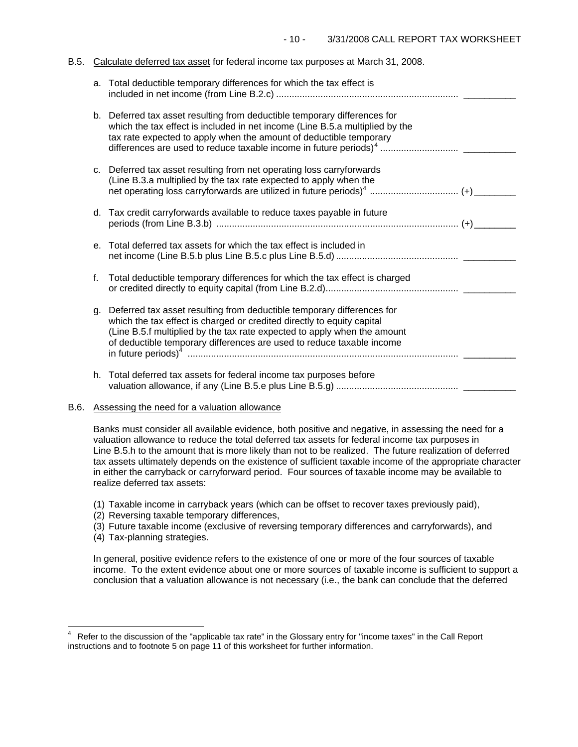B.5. Calculate deferred tax asset for federal income tax purposes at March 31, 2008.

a. Total deductible temporary differences for which the tax effect is included in net income (from Line B.2.c) ...................................................................... __________

b. Deferred tax asset resulting from deductible temporary differences for which the tax effect is included in net income (Line B.5.a multiplied by the tax rate expected to apply when the amount of deductible temporary differences are used to reduce taxable income in future periods)[4] ............................. __________

c. Deferred tax asset resulting from net operating loss carryforwards (Line B.3.a multiplied by the tax rate expected to apply when the net operating loss carryforwards are utilized in future periods)[4] ................................. (+)________

d. Tax credit carryforwards available to reduce taxes payable in future periods (from Line B.3.b) ............................................................................................ (+)________

e. Total deferred tax assets for which the tax effect is included in net income (Line B.5.b plus Line B.5.c plus Line B.5.d) .............................................. __________

f. Total deductible temporary differences for which the tax effect is charged or credited directly to equity capital (from Line B.2.d)................................................... __________

g. Deferred tax asset resulting from deductible temporary differences for which the tax effect is charged or credited directly to equity capital (Line B.5.f multiplied by the tax rate expected to apply when the amount of deductible temporary differences are used to reduce taxable income in future periods)[4] ........................................................................................................ __________

h. Total deferred tax assets for federal income tax purposes before valuation allowance, if any (Line B.5.e plus Line B.5.g) ............................................... __________

B.6. Assessing the need for a valuation allowance

Banks must consider all available evidence, both positive and negative, in assessing the need for a valuation allowance to reduce the total deferred tax assets for federal income tax purposes in Line B.5.h to the amount that is more likely than not to be realized. The future realization of deferred tax assets ultimately depends on the existence of sufficient taxable income of the appropriate character in either the carryback or carryforward period. Four sources of taxable income may be available to realize deferred tax assets:

(1) Taxable income in carryback years (which can be offset to recover taxes previously paid),
(2) Reversing taxable temporary differences,
(3) Future taxable income (exclusive of reversing temporary differences and carryforwards), and
(4) Tax-planning strategies.

In general, positive evidence refers to the existence of one or more of the four sources of taxable income. To the extent evidence about one or more sources of taxable income is sufficient to support a conclusion that a valuation allowance is not necessary (i.e., the bank can conclude that the deferred

---

[4] Refer to the discussion of the "applicable tax rate" in the Glossary entry for "income taxes" in the Call Report instructions and to footnote 5 on page 11 of this worksheet for further information.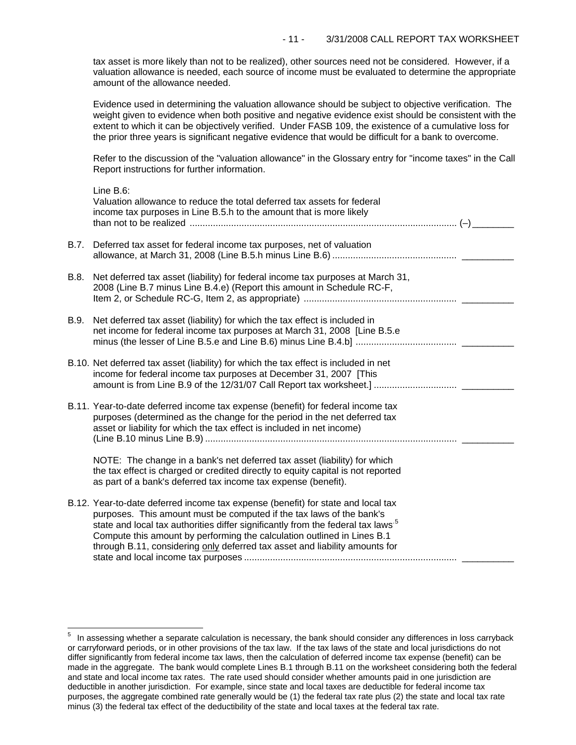tax asset is more likely than not to be realized), other sources need not be considered. However, if a valuation allowance is needed, each source of income must be evaluated to determine the appropriate amount of the allowance needed.

Evidence used in determining the valuation allowance should be subject to objective verification. The weight given to evidence when both positive and negative evidence exist should be consistent with the extent to which it can be objectively verified. Under FASB 109, the existence of a cumulative loss for the prior three years is significant negative evidence that would be difficult for a bank to overcome.

Refer to the discussion of the "valuation allowance" in the Glossary entry for "income taxes" in the Call Report instructions for further information.

Line B.6:
Valuation allowance to reduce the total deferred tax assets for federal income tax purposes in Line B.5.h to the amount that is more likely than not to be realized ........................................................................................................ (–) ________

B.7. Deferred tax asset for federal income tax purposes, net of valuation allowance, at March 31, 2008 (Line B.5.h minus Line B.6) ................................................ __________

B.8. Net deferred tax asset (liability) for federal income tax purposes at March 31, 2008 (Line B.7 minus Line B.4.e) (Report this amount in Schedule RC-F, Item 2, or Schedule RC-G, Item 2, as appropriate) .......................................................... __________

B.9. Net deferred tax asset (liability) for which the tax effect is included in net income for federal income tax purposes at March 31, 2008 [Line B.5.e minus (the lesser of Line B.5.e and Line B.6) minus Line B.4.b] ....................................... __________

B.10. Net deferred tax asset (liability) for which the tax effect is included in net income for federal income tax purposes at December 31, 2007 [This amount is from Line B.9 of the 12/31/07 Call Report tax worksheet.] ................................ __________

B.11. Year-to-date deferred income tax expense (benefit) for federal income tax purposes (determined as the change for the period in the net deferred tax asset or liability for which the tax effect is included in net income) (Line B.10 minus Line B.9) ................................................................................................. __________

NOTE: The change in a bank's net deferred tax asset (liability) for which the tax effect is charged or credited directly to equity capital is not reported as part of a bank's deferred tax income tax expense (benefit).

B.12. Year-to-date deferred income tax expense (benefit) for state and local tax purposes. This amount must be computed if the tax laws of the bank's state and local tax authorities differ significantly from the federal tax laws.[5] Compute this amount by performing the calculation outlined in Lines B.1 through B.11, considering <u>only</u> deferred tax asset and liability amounts for state and local income tax purposes .................................................................................. __________

---

[5] In assessing whether a separate calculation is necessary, the bank should consider any differences in loss carryback or carryforward periods, or in other provisions of the tax law. If the tax laws of the state and local jurisdictions do not differ significantly from federal income tax laws, then the calculation of deferred income tax expense (benefit) can be made in the aggregate. The bank would complete Lines B.1 through B.11 on the worksheet considering both the federal and state and local income tax rates. The rate used should consider whether amounts paid in one jurisdiction are deductible in another jurisdiction. For example, since state and local taxes are deductible for federal income tax purposes, the aggregate combined rate generally would be (1) the federal tax rate plus (2) the state and local tax rate minus (3) the federal tax effect of the deductibility of the state and local taxes at the federal tax rate.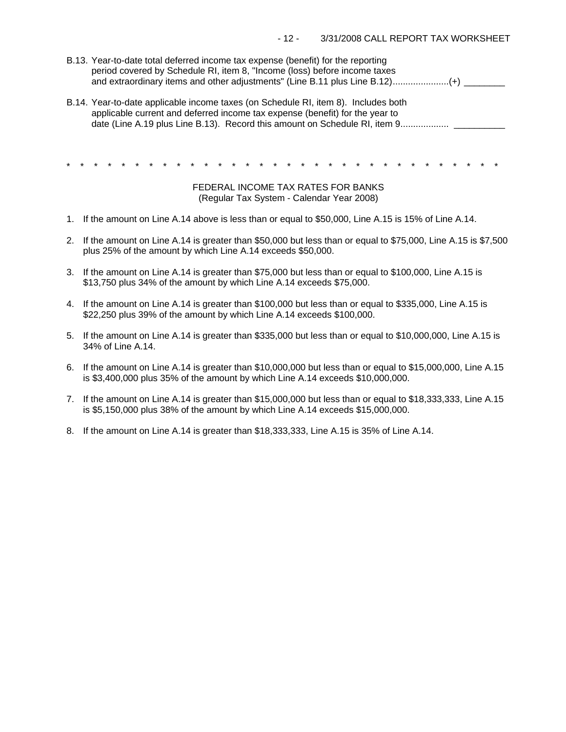B.13. Year-to-date total deferred income tax expense (benefit) for the reporting period covered by Schedule RI, item 8, "Income (loss) before income taxes and extraordinary items and other adjustments" (Line B.11 plus Line B.12)......................(+) ________

B.14. Year-to-date applicable income taxes (on Schedule RI, item 8). Includes both applicable current and deferred income tax expense (benefit) for the year to date (Line A.19 plus Line B.13). Record this amount on Schedule RI, item 9.................. __________

\* \* \* \* \* \* \* \* \* \* \* \* \* \* \* \* \* \* \* \* \* \* \* \* \* \* \* \* \* \* \* \* \*

## FEDERAL INCOME TAX RATES FOR BANKS
(Regular Tax System - Calendar Year 2008)

1. If the amount on Line A.14 above is less than or equal to $50,000, Line A.15 is 15% of Line A.14.
2. If the amount on Line A.14 is greater than $50,000 but less than or equal to $75,000, Line A.15 is $7,500 plus 25% of the amount by which Line A.14 exceeds $50,000.
3. If the amount on Line A.14 is greater than $75,000 but less than or equal to $100,000, Line A.15 is $13,750 plus 34% of the amount by which Line A.14 exceeds $75,000.
4. If the amount on Line A.14 is greater than $100,000 but less than or equal to $335,000, Line A.15 is $22,250 plus 39% of the amount by which Line A.14 exceeds $100,000.
5. If the amount on Line A.14 is greater than $335,000 but less than or equal to $10,000,000, Line A.15 is 34% of Line A.14.
6. If the amount on Line A.14 is greater than $10,000,000 but less than or equal to $15,000,000, Line A.15 is $3,400,000 plus 35% of the amount by which Line A.14 exceeds $10,000,000.
7. If the amount on Line A.14 is greater than $15,000,000 but less than or equal to $18,333,333, Line A.15 is $5,150,000 plus 38% of the amount by which Line A.14 exceeds $15,000,000.
8. If the amount on Line A.14 is greater than $18,333,333, Line A.15 is 35% of Line A.14.